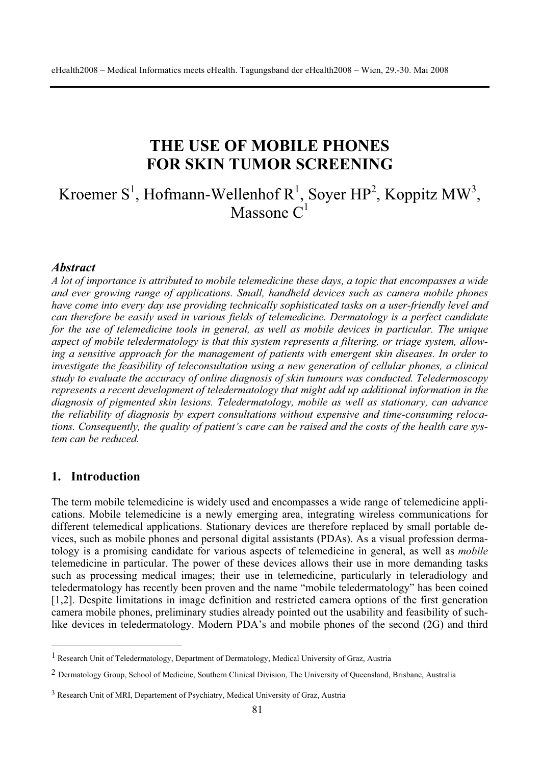// Running header "eHealth2008 – Medical Informatics meets eHealth..." and page number "81" omitted.
# THE USE OF MOBILE PHONES FOR SKIN TUMOR SCREENING

Kroemer S[1], Hofmann-Wellenhof R[1], Soyer HP[2], Koppitz MW[3], Massone C[1]

### *Abstract*

*A lot of importance is attributed to mobile telemedicine these days, a topic that encompasses a wide and ever growing range of applications. Small, handheld devices such as camera mobile phones have come into every day use providing technically sophisticated tasks on a user-friendly level and can therefore be easily used in various fields of telemedicine. Dermatology is a perfect candidate for the use of telemedicine tools in general, as well as mobile devices in particular. The unique aspect of mobile teledermatology is that this system represents a filtering, or triage system, allowing a sensitive approach for the management of patients with emergent skin diseases. In order to investigate the feasibility of teleconsultation using a new generation of cellular phones, a clinical study to evaluate the accuracy of online diagnosis of skin tumours was conducted. Teledermoscopy represents a recent development of teledermatology that might add up additional information in the diagnosis of pigmented skin lesions. Teledermatology, mobile as well as stationary, can advance the reliability of diagnosis by expert consultations without expensive and time-consuming relocations. Consequently, the quality of patient's care can be raised and the costs of the health care system can be reduced.*

## 1. Introduction

The term mobile telemedicine is widely used and encompasses a wide range of telemedicine applications. Mobile telemedicine is a newly emerging area, integrating wireless communications for different telemedical applications. Stationary devices are therefore replaced by small portable devices, such as mobile phones and personal digital assistants (PDAs). As a visual profession dermatology is a promising candidate for various aspects of telemedicine in general, as well as *mobile* telemedicine in particular. The power of these devices allows their use in more demanding tasks such as processing medical images; their use in telemedicine, particularly in teleradiology and teledermatology has recently been proven and the name "mobile teledermatology" has been coined [1,2]. Despite limitations in image definition and restricted camera options of the first generation camera mobile phones, preliminary studies already pointed out the usability and feasibility of suchlike devices in teledermatology. Modern PDA's and mobile phones of the second (2G) and third

---

[1] Research Unit of Teledermatology, Department of Dermatology, Medical University of Graz, Austria

[2] Dermatology Group, School of Medicine, Southern Clinical Division, The University of Queensland, Brisbane, Australia

[3] Research Unit of MRI, Departement of Psychiatry, Medical University of Graz, Austria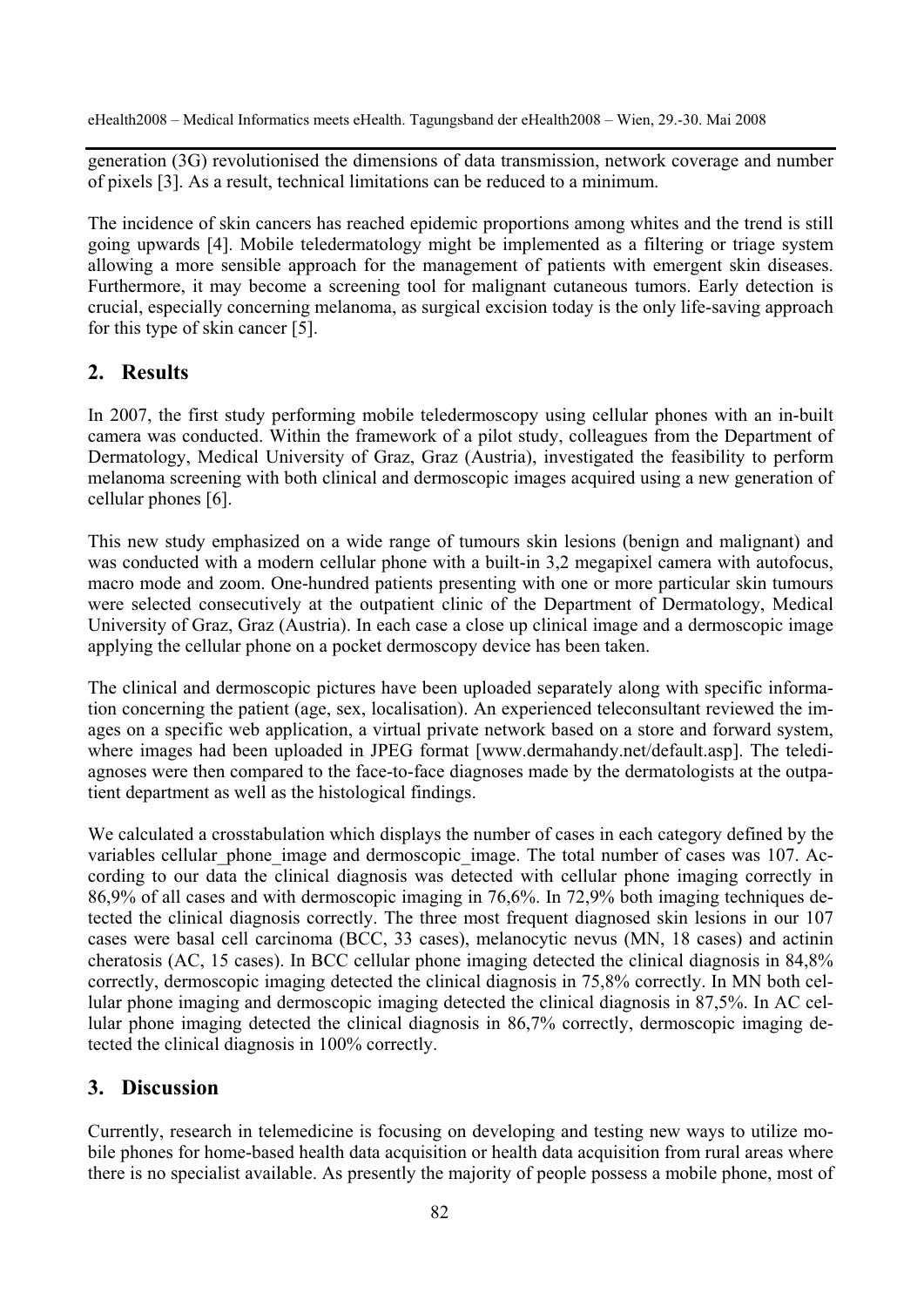generation (3G) revolutionised the dimensions of data transmission, network coverage and number of pixels [3]. As a result, technical limitations can be reduced to a minimum.

The incidence of skin cancers has reached epidemic proportions among whites and the trend is still going upwards [4]. Mobile teledermatology might be implemented as a filtering or triage system allowing a more sensible approach for the management of patients with emergent skin diseases. Furthermore, it may become a screening tool for malignant cutaneous tumors. Early detection is crucial, especially concerning melanoma, as surgical excision today is the only life-saving approach for this type of skin cancer [5].

## 2. Results

In 2007, the first study performing mobile teledermoscopy using cellular phones with an in-built camera was conducted. Within the framework of a pilot study, colleagues from the Department of Dermatology, Medical University of Graz, Graz (Austria), investigated the feasibility to perform melanoma screening with both clinical and dermoscopic images acquired using a new generation of cellular phones [6].

This new study emphasized on a wide range of tumours skin lesions (benign and malignant) and was conducted with a modern cellular phone with a built-in 3,2 megapixel camera with autofocus, macro mode and zoom. One-hundred patients presenting with one or more particular skin tumours were selected consecutively at the outpatient clinic of the Department of Dermatology, Medical University of Graz, Graz (Austria). In each case a close up clinical image and a dermoscopic image applying the cellular phone on a pocket dermoscopy device has been taken.

The clinical and dermoscopic pictures have been uploaded separately along with specific information concerning the patient (age, sex, localisation). An experienced teleconsultant reviewed the images on a specific web application, a virtual private network based on a store and forward system, where images had been uploaded in JPEG format [www.dermahandy.net/default.asp]. The telediagnoses were then compared to the face-to-face diagnoses made by the dermatologists at the outpatient department as well as the histological findings.

We calculated a crosstabulation which displays the number of cases in each category defined by the variables cellular_phone_image and dermoscopic_image. The total number of cases was 107. According to our data the clinical diagnosis was detected with cellular phone imaging correctly in 86,9% of all cases and with dermoscopic imaging in 76,6%. In 72,9% both imaging techniques detected the clinical diagnosis correctly. The three most frequent diagnosed skin lesions in our 107 cases were basal cell carcinoma (BCC, 33 cases), melanocytic nevus (MN, 18 cases) and actinin cheratosis (AC, 15 cases). In BCC cellular phone imaging detected the clinical diagnosis in 84,8% correctly, dermoscopic imaging detected the clinical diagnosis in 75,8% correctly. In MN both cellular phone imaging and dermoscopic imaging detected the clinical diagnosis in 87,5%. In AC cellular phone imaging detected the clinical diagnosis in 86,7% correctly, dermoscopic imaging detected the clinical diagnosis in 100% correctly.

## 3. Discussion

Currently, research in telemedicine is focusing on developing and testing new ways to utilize mobile phones for home-based health data acquisition or health data acquisition from rural areas where there is no specialist available. As presently the majority of people possess a mobile phone, most of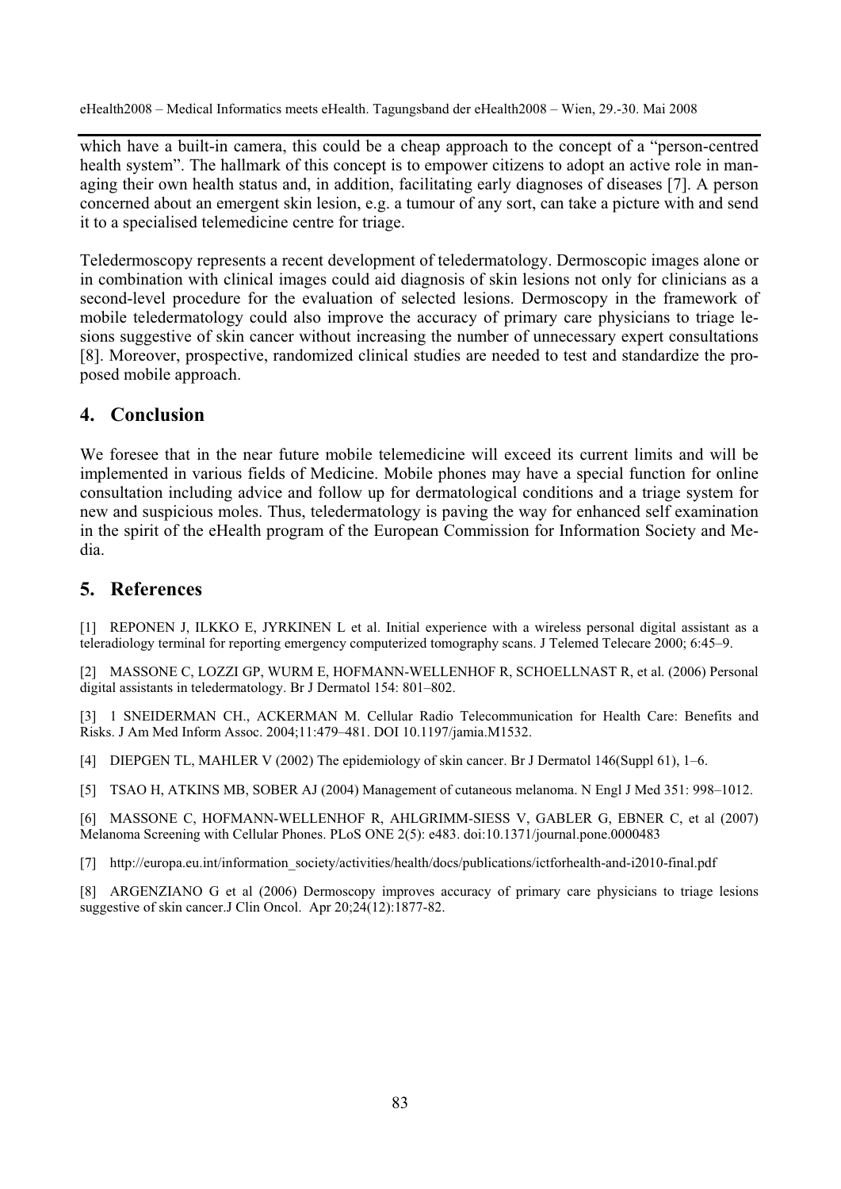which have a built-in camera, this could be a cheap approach to the concept of a "person-centred health system". The hallmark of this concept is to empower citizens to adopt an active role in managing their own health status and, in addition, facilitating early diagnoses of diseases [7]. A person concerned about an emergent skin lesion, e.g. a tumour of any sort, can take a picture with and send it to a specialised telemedicine centre for triage.

Teledermoscopy represents a recent development of teledermatology. Dermoscopic images alone or in combination with clinical images could aid diagnosis of skin lesions not only for clinicians as a second-level procedure for the evaluation of selected lesions. Dermoscopy in the framework of mobile teledermatology could also improve the accuracy of primary care physicians to triage lesions suggestive of skin cancer without increasing the number of unnecessary expert consultations [8]. Moreover, prospective, randomized clinical studies are needed to test and standardize the proposed mobile approach.

## 4. Conclusion

We foresee that in the near future mobile telemedicine will exceed its current limits and will be implemented in various fields of Medicine. Mobile phones may have a special function for online consultation including advice and follow up for dermatological conditions and a triage system for new and suspicious moles. Thus, teledermatology is paving the way for enhanced self examination in the spirit of the eHealth program of the European Commission for Information Society and Media.

## 5. References

[1] REPONEN J, ILKKO E, JYRKINEN L et al. Initial experience with a wireless personal digital assistant as a teleradiology terminal for reporting emergency computerized tomography scans. J Telemed Telecare 2000; 6:45–9.

[2] MASSONE C, LOZZI GP, WURM E, HOFMANN-WELLENHOF R, SCHOELLNAST R, et al. (2006) Personal digital assistants in teledermatology. Br J Dermatol 154: 801–802.

[3] 1 SNEIDERMAN CH., ACKERMAN M. Cellular Radio Telecommunication for Health Care: Benefits and Risks. J Am Med Inform Assoc. 2004;11:479–481. DOI 10.1197/jamia.M1532.

[4] DIEPGEN TL, MAHLER V (2002) The epidemiology of skin cancer. Br J Dermatol 146(Suppl 61), 1–6.

[5] TSAO H, ATKINS MB, SOBER AJ (2004) Management of cutaneous melanoma. N Engl J Med 351: 998–1012.

[6] MASSONE C, HOFMANN-WELLENHOF R, AHLGRIMM-SIESS V, GABLER G, EBNER C, et al (2007) Melanoma Screening with Cellular Phones. PLoS ONE 2(5): e483. doi:10.1371/journal.pone.0000483

[7] http://europa.eu.int/information_society/activities/health/docs/publications/ictforhealth-and-i2010-final.pdf

[8] ARGENZIANO G et al (2006) Dermoscopy improves accuracy of primary care physicians to triage lesions suggestive of skin cancer.J Clin Oncol. Apr 20;24(12):1877-82.